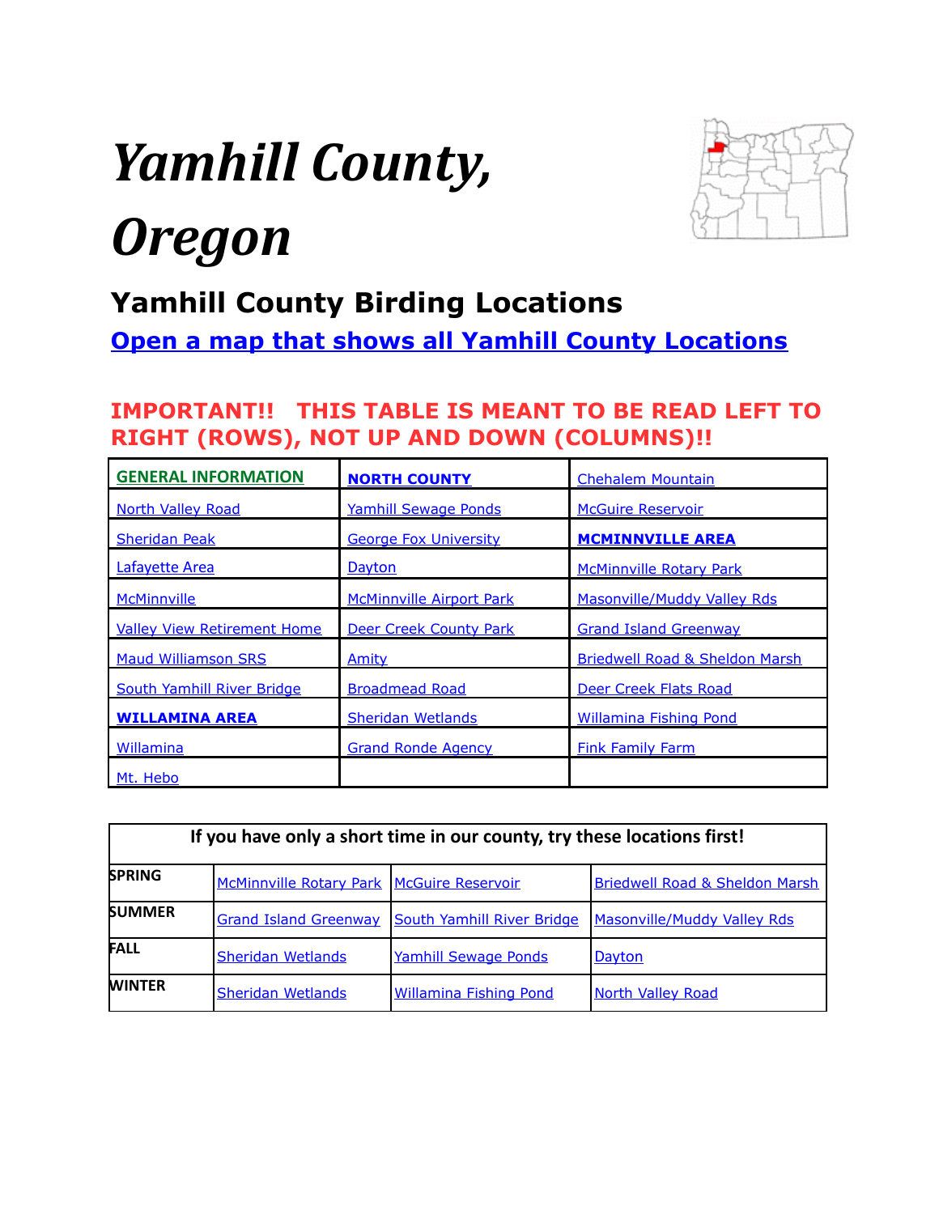# Yamhill County, Oregon

## Yamhill County Birding Locations

**Open a map that shows all Yamhill County Locations**

**IMPORTANT!! THIS TABLE IS MEANT TO BE READ LEFT TO RIGHT (ROWS), NOT UP AND DOWN (COLUMNS)!!**

| | | |
|---|---|---|
| **GENERAL INFORMATION** | **NORTH COUNTY** | Chehalem Mountain |
| North Valley Road | Yamhill Sewage Ponds | McGuire Reservoir |
| Sheridan Peak | George Fox University | **MCMINNVILLE AREA** |
| Lafayette Area | Dayton | McMinnville Rotary Park |
| McMinnville | McMinnville Airport Park | Masonville/Muddy Valley Rds |
| Valley View Retirement Home | Deer Creek County Park | Grand Island Greenway |
| Maud Williamson SRS | Amity | Briedwell Road & Sheldon Marsh |
| South Yamhill River Bridge | Broadmead Road | Deer Creek Flats Road |
| **WILLAMINA AREA** | Sheridan Wetlands | Willamina Fishing Pond |
| Willamina | Grand Ronde Agency | Fink Family Farm |
| Mt. Hebo | | |

| If you have only a short time in our county, try these locations first! | | | |
|---|---|---|---|
| **SPRING** | McMinnville Rotary Park | McGuire Reservoir | Briedwell Road & Sheldon Marsh |
| **SUMMER** | Grand Island Greenway | South Yamhill River Bridge | Masonville/Muddy Valley Rds |
| **FALL** | Sheridan Wetlands | Yamhill Sewage Ponds | Dayton |
| **WINTER** | Sheridan Wetlands | Willamina Fishing Pond | North Valley Road |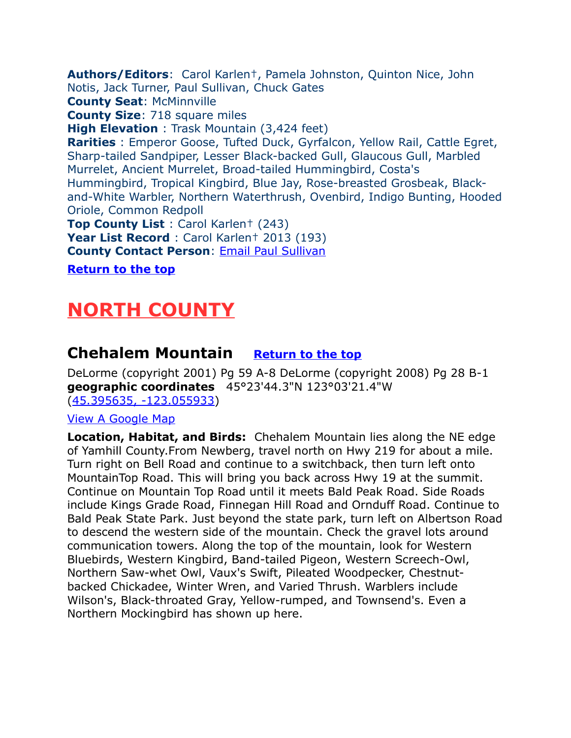**Authors/Editors**: Carol Karlen†, Pamela Johnston, Quinton Nice, John Notis, Jack Turner, Paul Sullivan, Chuck Gates
**County Seat**: McMinnville
**County Size**: 718 square miles
**High Elevation** : Trask Mountain (3,424 feet)
**Rarities** : Emperor Goose, Tufted Duck, Gyrfalcon, Yellow Rail, Cattle Egret, Sharp-tailed Sandpiper, Lesser Black-backed Gull, Glaucous Gull, Marbled Murrelet, Ancient Murrelet, Broad-tailed Hummingbird, Costa's Hummingbird, Tropical Kingbird, Blue Jay, Rose-breasted Grosbeak, Black-and-White Warbler, Northern Waterthrush, Ovenbird, Indigo Bunting, Hooded Oriole, Common Redpoll
**Top County List** : Carol Karlen† (243)
**Year List Record** : Carol Karlen† 2013 (193)
**County Contact Person**: Email Paul Sullivan

**Return to the top**

# NORTH COUNTY

## Chehalem Mountain  Return to the top

DeLorme (copyright 2001) Pg 59 A-8 DeLorme (copyright 2008) Pg 28 B-1
**geographic coordinates** 45°23'44.3"N 123°03'21.4"W
(45.395635, -123.055933)

View A Google Map

**Location, Habitat, and Birds:** Chehalem Mountain lies along the NE edge of Yamhill County.From Newberg, travel north on Hwy 219 for about a mile. Turn right on Bell Road and continue to a switchback, then turn left onto MountainTop Road. This will bring you back across Hwy 19 at the summit. Continue on Mountain Top Road until it meets Bald Peak Road. Side Roads include Kings Grade Road, Finnegan Hill Road and Ornduff Road. Continue to Bald Peak State Park. Just beyond the state park, turn left on Albertson Road to descend the western side of the mountain. Check the gravel lots around communication towers. Along the top of the mountain, look for Western Bluebirds, Western Kingbird, Band-tailed Pigeon, Western Screech-Owl, Northern Saw-whet Owl, Vaux's Swift, Pileated Woodpecker, Chestnut-backed Chickadee, Winter Wren, and Varied Thrush. Warblers include Wilson's, Black-throated Gray, Yellow-rumped, and Townsend's. Even a Northern Mockingbird has shown up here.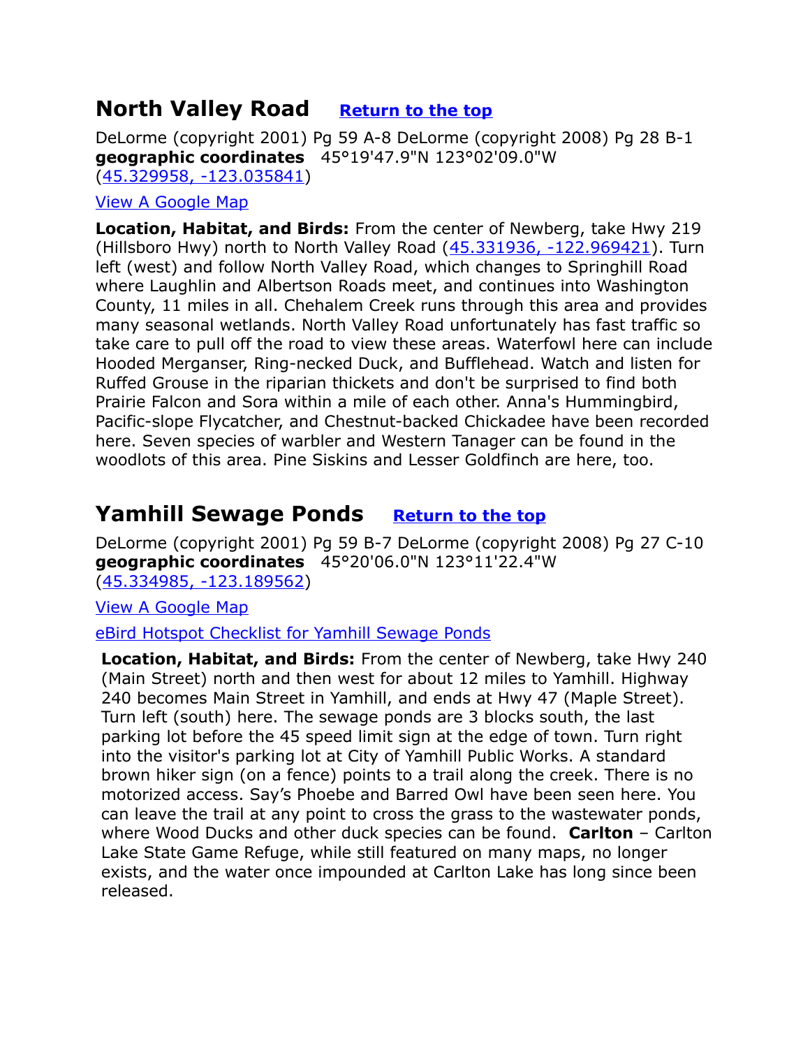## North Valley Road   [Return to the top]

DeLorme (copyright 2001) Pg 59 A-8 DeLorme (copyright 2008) Pg 28 B-1
**geographic coordinates**   45°19'47.9"N 123°02'09.0"W
(45.329958, -123.035841)

View A Google Map

**Location, Habitat, and Birds:** From the center of Newberg, take Hwy 219 (Hillsboro Hwy) north to North Valley Road (45.331936, -122.969421). Turn left (west) and follow North Valley Road, which changes to Springhill Road where Laughlin and Albertson Roads meet, and continues into Washington County, 11 miles in all. Chehalem Creek runs through this area and provides many seasonal wetlands. North Valley Road unfortunately has fast traffic so take care to pull off the road to view these areas. Waterfowl here can include Hooded Merganser, Ring-necked Duck, and Bufflehead. Watch and listen for Ruffed Grouse in the riparian thickets and don't be surprised to find both Prairie Falcon and Sora within a mile of each other. Anna's Hummingbird, Pacific-slope Flycatcher, and Chestnut-backed Chickadee have been recorded here. Seven species of warbler and Western Tanager can be found in the woodlots of this area. Pine Siskins and Lesser Goldfinch are here, too.

## Yamhill Sewage Ponds   [Return to the top]

DeLorme (copyright 2001) Pg 59 B-7 DeLorme (copyright 2008) Pg 27 C-10
**geographic coordinates**   45°20'06.0"N 123°11'22.4"W
(45.334985, -123.189562)

View A Google Map

eBird Hotspot Checklist for Yamhill Sewage Ponds

**Location, Habitat, and Birds:** From the center of Newberg, take Hwy 240 (Main Street) north and then west for about 12 miles to Yamhill. Highway 240 becomes Main Street in Yamhill, and ends at Hwy 47 (Maple Street). Turn left (south) here. The sewage ponds are 3 blocks south, the last parking lot before the 45 speed limit sign at the edge of town. Turn right into the visitor's parking lot at City of Yamhill Public Works. A standard brown hiker sign (on a fence) points to a trail along the creek. There is no motorized access. Say's Phoebe and Barred Owl have been seen here. You can leave the trail at any point to cross the grass to the wastewater ponds, where Wood Ducks and other duck species can be found. **Carlton** – Carlton Lake State Game Refuge, while still featured on many maps, no longer exists, and the water once impounded at Carlton Lake has long since been released.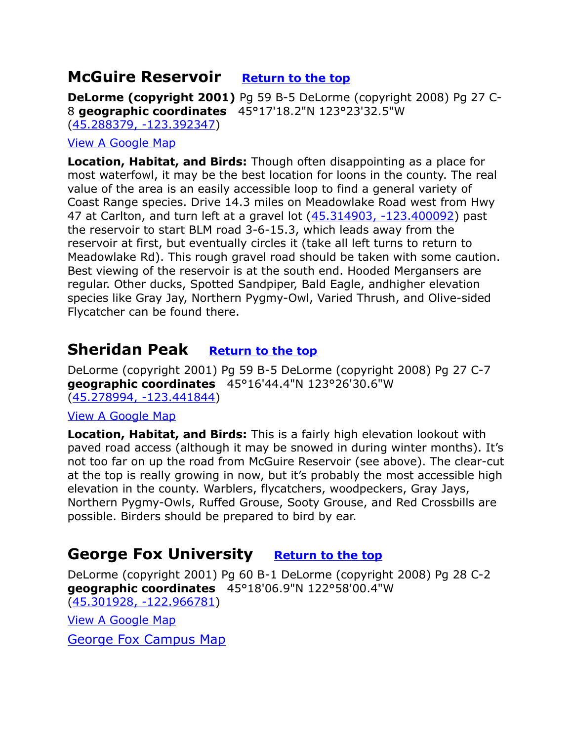## McGuire Reservoir [Return to the top](#)

**DeLorme (copyright 2001)** Pg 59 B-5 DeLorme (copyright 2008) Pg 27 C-8 **geographic coordinates** 45°17'18.2"N 123°23'32.5"W ([45.288379, -123.392347](#))

[View A Google Map](#)

**Location, Habitat, and Birds:** Though often disappointing as a place for most waterfowl, it may be the best location for loons in the county. The real value of the area is an easily accessible loop to find a general variety of Coast Range species. Drive 14.3 miles on Meadowlake Road west from Hwy 47 at Carlton, and turn left at a gravel lot ([45.314903, -123.400092](#)) past the reservoir to start BLM road 3-6-15.3, which leads away from the reservoir at first, but eventually circles it (take all left turns to return to Meadowlake Rd). This rough gravel road should be taken with some caution. Best viewing of the reservoir is at the south end. Hooded Mergansers are regular. Other ducks, Spotted Sandpiper, Bald Eagle, andhigher elevation species like Gray Jay, Northern Pygmy-Owl, Varied Thrush, and Olive-sided Flycatcher can be found there.

## Sheridan Peak [Return to the top](#)

DeLorme (copyright 2001) Pg 59 B-5 DeLorme (copyright 2008) Pg 27 C-7 **geographic coordinates** 45°16'44.4"N 123°26'30.6"W ([45.278994, -123.441844](#))

[View A Google Map](#)

**Location, Habitat, and Birds:** This is a fairly high elevation lookout with paved road access (although it may be snowed in during winter months). It's not too far on up the road from McGuire Reservoir (see above). The clear-cut at the top is really growing in now, but it's probably the most accessible high elevation in the county. Warblers, flycatchers, woodpeckers, Gray Jays, Northern Pygmy-Owls, Ruffed Grouse, Sooty Grouse, and Red Crossbills are possible. Birders should be prepared to bird by ear.

## George Fox University [Return to the top](#)

DeLorme (copyright 2001) Pg 60 B-1 DeLorme (copyright 2008) Pg 28 C-2 **geographic coordinates** 45°18'06.9"N 122°58'00.4"W ([45.301928, -122.966781](#))

[View A Google Map](#)

[George Fox Campus Map](#)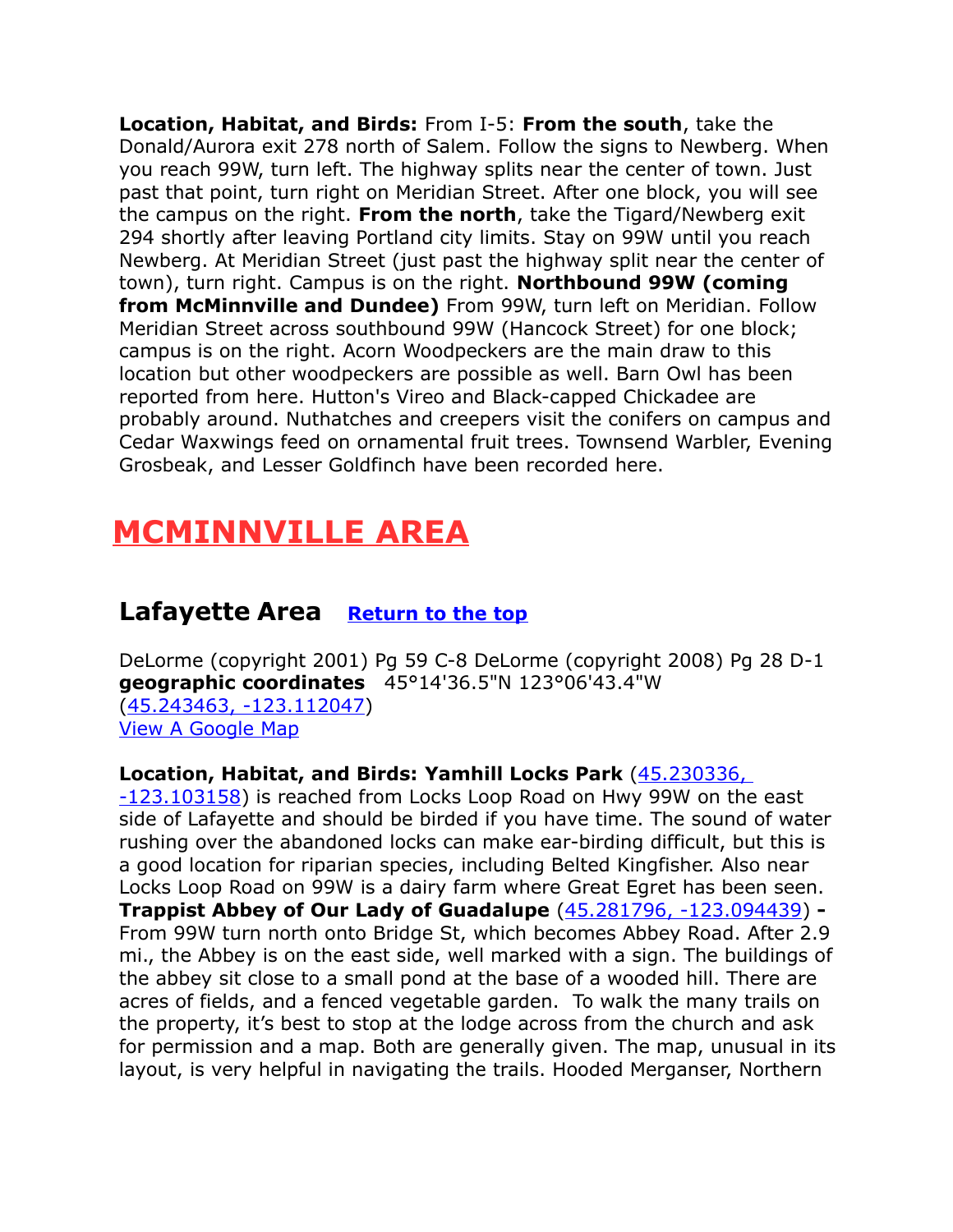**Location, Habitat, and Birds:** From I-5: **From the south**, take the Donald/Aurora exit 278 north of Salem. Follow the signs to Newberg. When you reach 99W, turn left. The highway splits near the center of town. Just past that point, turn right on Meridian Street. After one block, you will see the campus on the right. **From the north**, take the Tigard/Newberg exit 294 shortly after leaving Portland city limits. Stay on 99W until you reach Newberg. At Meridian Street (just past the highway split near the center of town), turn right. Campus is on the right. **Northbound 99W (coming from McMinnville and Dundee)** From 99W, turn left on Meridian. Follow Meridian Street across southbound 99W (Hancock Street) for one block; campus is on the right. Acorn Woodpeckers are the main draw to this location but other woodpeckers are possible as well. Barn Owl has been reported from here. Hutton's Vireo and Black-capped Chickadee are probably around. Nuthatches and creepers visit the conifers on campus and Cedar Waxwings feed on ornamental fruit trees. Townsend Warbler, Evening Grosbeak, and Lesser Goldfinch have been recorded here.

# MCMINNVILLE AREA

## Lafayette Area Return to the top

DeLorme (copyright 2001) Pg 59 C-8 DeLorme (copyright 2008) Pg 28 D-1
**geographic coordinates** 45°14'36.5"N 123°06'43.4"W
(45.243463, -123.112047)
View A Google Map

**Location, Habitat, and Birds: Yamhill Locks Park** (45.230336, -123.103158) is reached from Locks Loop Road on Hwy 99W on the east side of Lafayette and should be birded if you have time. The sound of water rushing over the abandoned locks can make ear-birding difficult, but this is a good location for riparian species, including Belted Kingfisher. Also near Locks Loop Road on 99W is a dairy farm where Great Egret has been seen. **Trappist Abbey of Our Lady of Guadalupe** (45.281796, -123.094439) **-** From 99W turn north onto Bridge St, which becomes Abbey Road. After 2.9 mi., the Abbey is on the east side, well marked with a sign. The buildings of the abbey sit close to a small pond at the base of a wooded hill. There are acres of fields, and a fenced vegetable garden. To walk the many trails on the property, it's best to stop at the lodge across from the church and ask for permission and a map. Both are generally given. The map, unusual in its layout, is very helpful in navigating the trails. Hooded Merganser, Northern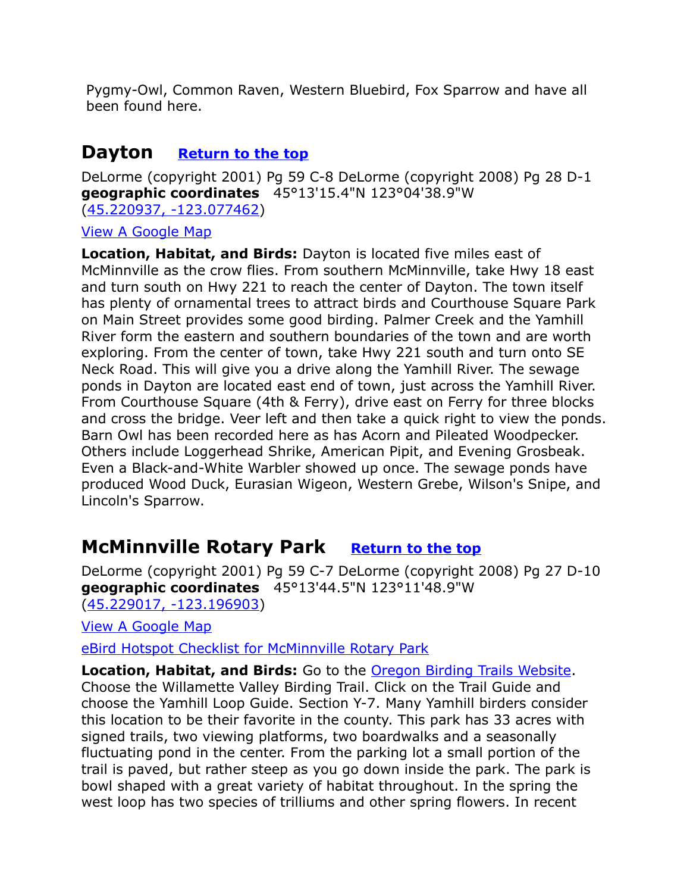Pygmy-Owl, Common Raven, Western Bluebird, Fox Sparrow and have all been found here.

## Dayton    [Return to the top]

DeLorme (copyright 2001) Pg 59 C-8 DeLorme (copyright 2008) Pg 28 D-1
**geographic coordinates**   45°13'15.4"N 123°04'38.9"W
([45.220937, -123.077462])

[View A Google Map]

**Location, Habitat, and Birds:** Dayton is located five miles east of McMinnville as the crow flies. From southern McMinnville, take Hwy 18 east and turn south on Hwy 221 to reach the center of Dayton. The town itself has plenty of ornamental trees to attract birds and Courthouse Square Park on Main Street provides some good birding. Palmer Creek and the Yamhill River form the eastern and southern boundaries of the town and are worth exploring. From the center of town, take Hwy 221 south and turn onto SE Neck Road. This will give you a drive along the Yamhill River. The sewage ponds in Dayton are located east end of town, just across the Yamhill River. From Courthouse Square (4th & Ferry), drive east on Ferry for three blocks and cross the bridge. Veer left and then take a quick right to view the ponds. Barn Owl has been recorded here as has Acorn and Pileated Woodpecker. Others include Loggerhead Shrike, American Pipit, and Evening Grosbeak. Even a Black-and-White Warbler showed up once. The sewage ponds have produced Wood Duck, Eurasian Wigeon, Western Grebe, Wilson's Snipe, and Lincoln's Sparrow.

## McMinnville Rotary Park    [Return to the top]

DeLorme (copyright 2001) Pg 59 C-7 DeLorme (copyright 2008) Pg 27 D-10
**geographic coordinates**   45°13'44.5"N 123°11'48.9"W
([45.229017, -123.196903])

[View A Google Map]

[eBird Hotspot Checklist for McMinnville Rotary Park]

**Location, Habitat, and Birds:** Go to the [Oregon Birding Trails Website]. Choose the Willamette Valley Birding Trail. Click on the Trail Guide and choose the Yamhill Loop Guide. Section Y-7. Many Yamhill birders consider this location to be their favorite in the county. This park has 33 acres with signed trails, two viewing platforms, two boardwalks and a seasonally fluctuating pond in the center. From the parking lot a small portion of the trail is paved, but rather steep as you go down inside the park. The park is bowl shaped with a great variety of habitat throughout. In the spring the west loop has two species of trilliums and other spring flowers. In recent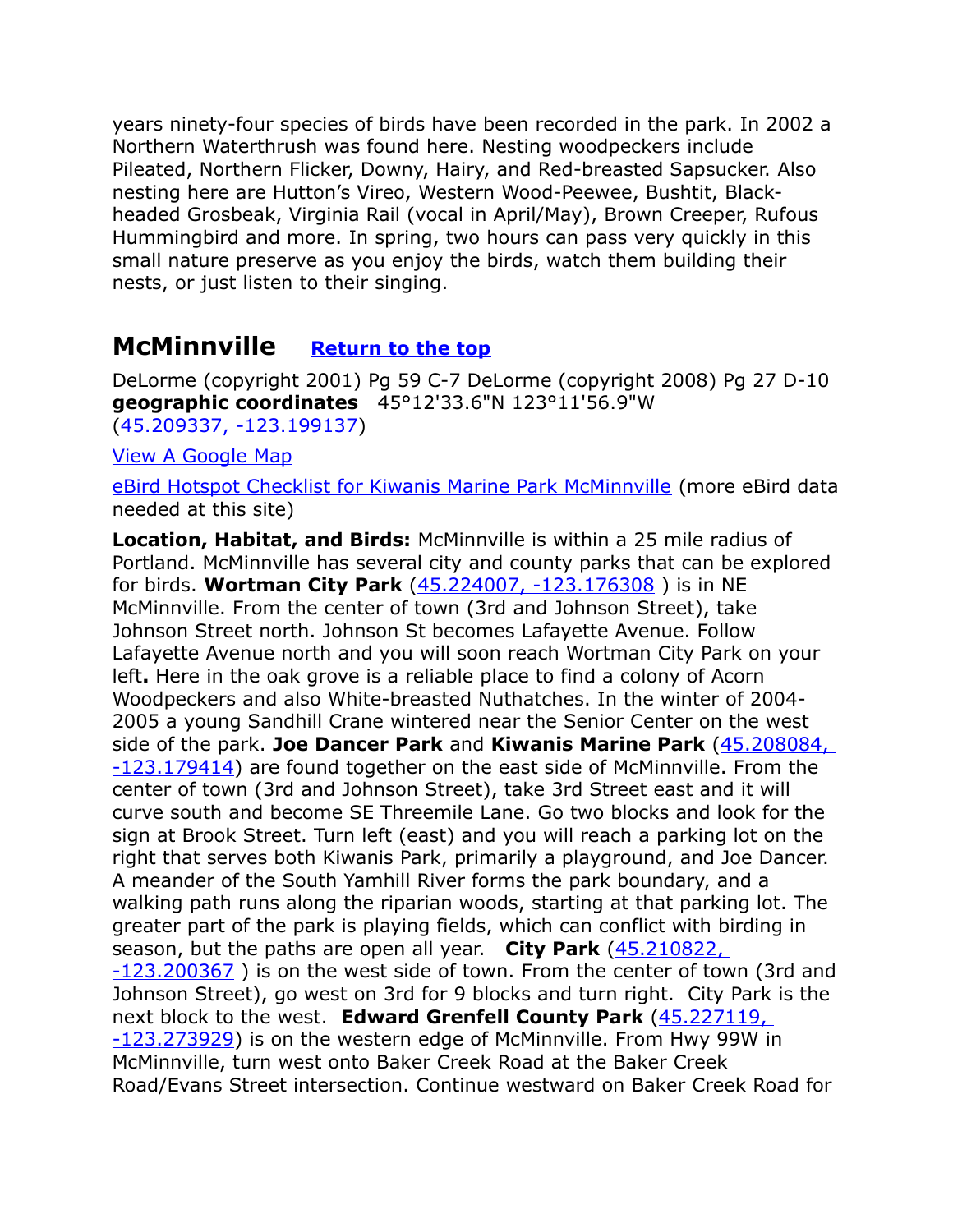years ninety-four species of birds have been recorded in the park. In 2002 a Northern Waterthrush was found here. Nesting woodpeckers include Pileated, Northern Flicker, Downy, Hairy, and Red-breasted Sapsucker. Also nesting here are Hutton's Vireo, Western Wood-Peewee, Bushtit, Black-headed Grosbeak, Virginia Rail (vocal in April/May), Brown Creeper, Rufous Hummingbird and more. In spring, two hours can pass very quickly in this small nature preserve as you enjoy the birds, watch them building their nests, or just listen to their singing.

## McMinnville [Return to the top]

DeLorme (copyright 2001) Pg 59 C-7 DeLorme (copyright 2008) Pg 27 D-10 **geographic coordinates** 45°12'33.6"N 123°11'56.9"W (45.209337, -123.199137)

View A Google Map

eBird Hotspot Checklist for Kiwanis Marine Park McMinnville (more eBird data needed at this site)

**Location, Habitat, and Birds:** McMinnville is within a 25 mile radius of Portland. McMinnville has several city and county parks that can be explored for birds. **Wortman City Park** (45.224007, -123.176308 ) is in NE McMinnville. From the center of town (3rd and Johnson Street), take Johnson Street north. Johnson St becomes Lafayette Avenue. Follow Lafayette Avenue north and you will soon reach Wortman City Park on your left**.** Here in the oak grove is a reliable place to find a colony of Acorn Woodpeckers and also White-breasted Nuthatches. In the winter of 2004-2005 a young Sandhill Crane wintered near the Senior Center on the west side of the park. **Joe Dancer Park** and **Kiwanis Marine Park** (45.208084, -123.179414) are found together on the east side of McMinnville. From the center of town (3rd and Johnson Street), take 3rd Street east and it will curve south and become SE Threemile Lane. Go two blocks and look for the sign at Brook Street. Turn left (east) and you will reach a parking lot on the right that serves both Kiwanis Park, primarily a playground, and Joe Dancer. A meander of the South Yamhill River forms the park boundary, and a walking path runs along the riparian woods, starting at that parking lot. The greater part of the park is playing fields, which can conflict with birding in season, but the paths are open all year. **City Park** (45.210822, -123.200367 ) is on the west side of town. From the center of town (3rd and Johnson Street), go west on 3rd for 9 blocks and turn right. City Park is the next block to the west. **Edward Grenfell County Park** (45.227119, -123.273929) is on the western edge of McMinnville. From Hwy 99W in McMinnville, turn west onto Baker Creek Road at the Baker Creek Road/Evans Street intersection. Continue westward on Baker Creek Road for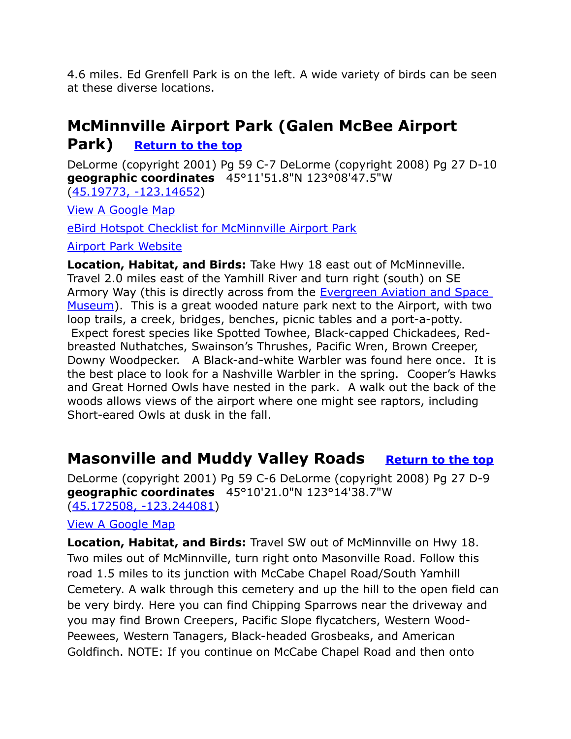4.6 miles. Ed Grenfell Park is on the left. A wide variety of birds can be seen at these diverse locations.

## McMinnville Airport Park (Galen McBee Airport Park) [Return to the top]

DeLorme (copyright 2001) Pg 59 C-7 DeLorme (copyright 2008) Pg 27 D-10
**geographic coordinates** 45°11'51.8"N 123°08'47.5"W
(45.19773, -123.14652)

View A Google Map

eBird Hotspot Checklist for McMinnville Airport Park

Airport Park Website

**Location, Habitat, and Birds:** Take Hwy 18 east out of McMinneville. Travel 2.0 miles east of the Yamhill River and turn right (south) on SE Armory Way (this is directly across from the Evergreen Aviation and Space Museum). This is a great wooded nature park next to the Airport, with two loop trails, a creek, bridges, benches, picnic tables and a port-a-potty. Expect forest species like Spotted Towhee, Black-capped Chickadees, Red-breasted Nuthatches, Swainson's Thrushes, Pacific Wren, Brown Creeper, Downy Woodpecker. A Black-and-white Warbler was found here once. It is the best place to look for a Nashville Warbler in the spring. Cooper's Hawks and Great Horned Owls have nested in the park. A walk out the back of the woods allows views of the airport where one might see raptors, including Short-eared Owls at dusk in the fall.

## Masonville and Muddy Valley Roads [Return to the top]

DeLorme (copyright 2001) Pg 59 C-6 DeLorme (copyright 2008) Pg 27 D-9
**geographic coordinates** 45°10'21.0"N 123°14'38.7"W
(45.172508, -123.244081)

View A Google Map

**Location, Habitat, and Birds:** Travel SW out of McMinnville on Hwy 18. Two miles out of McMinnville, turn right onto Masonville Road. Follow this road 1.5 miles to its junction with McCabe Chapel Road/South Yamhill Cemetery. A walk through this cemetery and up the hill to the open field can be very birdy. Here you can find Chipping Sparrows near the driveway and you may find Brown Creepers, Pacific Slope flycatchers, Western Wood-Peewees, Western Tanagers, Black-headed Grosbeaks, and American Goldfinch. NOTE: If you continue on McCabe Chapel Road and then onto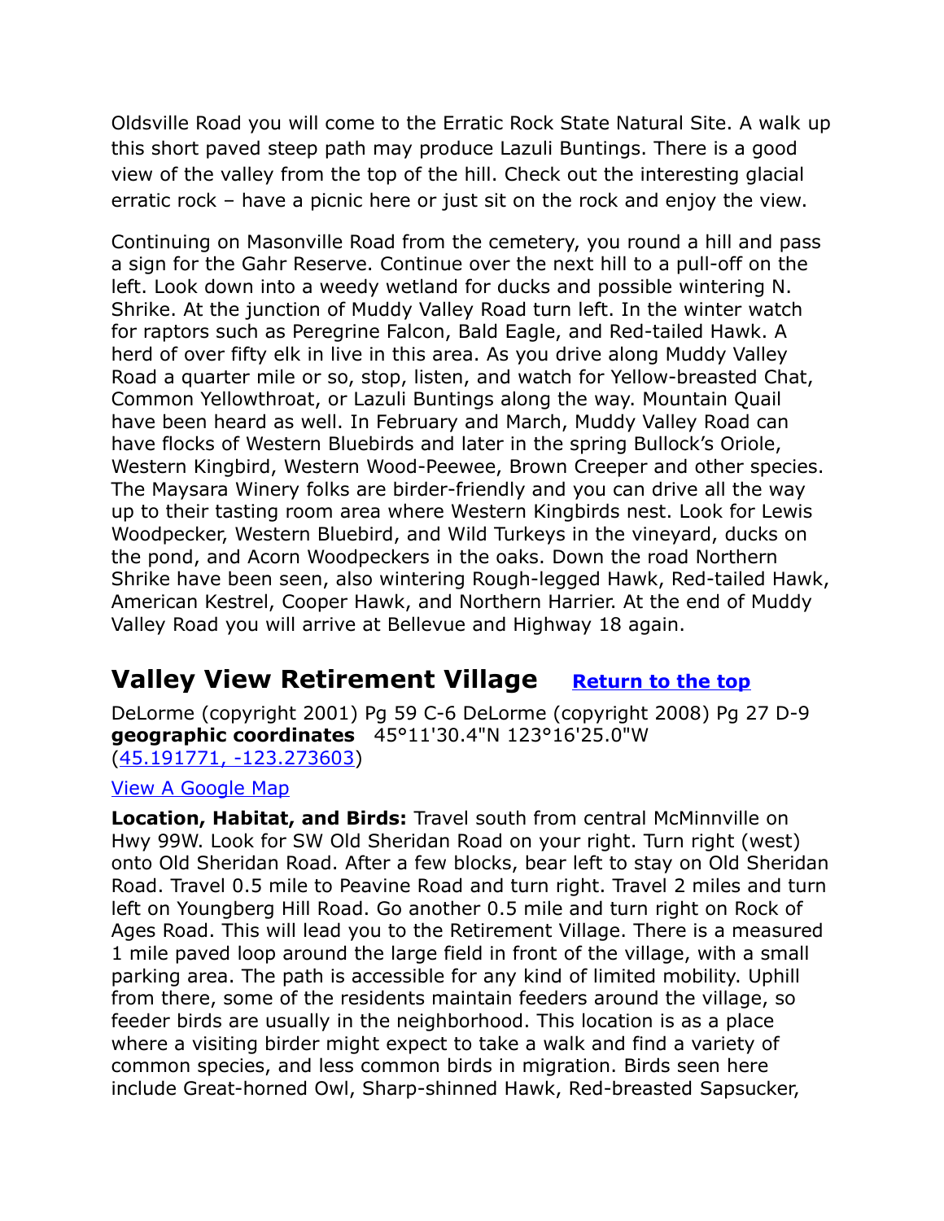Oldsville Road you will come to the Erratic Rock State Natural Site. A walk up this short paved steep path may produce Lazuli Buntings. There is a good view of the valley from the top of the hill. Check out the interesting glacial erratic rock – have a picnic here or just sit on the rock and enjoy the view.

Continuing on Masonville Road from the cemetery, you round a hill and pass a sign for the Gahr Reserve. Continue over the next hill to a pull-off on the left. Look down into a weedy wetland for ducks and possible wintering N. Shrike. At the junction of Muddy Valley Road turn left. In the winter watch for raptors such as Peregrine Falcon, Bald Eagle, and Red-tailed Hawk. A herd of over fifty elk in live in this area. As you drive along Muddy Valley Road a quarter mile or so, stop, listen, and watch for Yellow-breasted Chat, Common Yellowthroat, or Lazuli Buntings along the way. Mountain Quail have been heard as well. In February and March, Muddy Valley Road can have flocks of Western Bluebirds and later in the spring Bullock's Oriole, Western Kingbird, Western Wood-Peewee, Brown Creeper and other species. The Maysara Winery folks are birder-friendly and you can drive all the way up to their tasting room area where Western Kingbirds nest. Look for Lewis Woodpecker, Western Bluebird, and Wild Turkeys in the vineyard, ducks on the pond, and Acorn Woodpeckers in the oaks. Down the road Northern Shrike have been seen, also wintering Rough-legged Hawk, Red-tailed Hawk, American Kestrel, Cooper Hawk, and Northern Harrier. At the end of Muddy Valley Road you will arrive at Bellevue and Highway 18 again.

## Valley View Retirement Village [Return to the top]

DeLorme (copyright 2001) Pg 59 C-6 DeLorme (copyright 2008) Pg 27 D-9
**geographic coordinates** 45°11'30.4"N 123°16'25.0"W
(45.191771, -123.273603)

View A Google Map

**Location, Habitat, and Birds:** Travel south from central McMinnville on Hwy 99W. Look for SW Old Sheridan Road on your right. Turn right (west) onto Old Sheridan Road. After a few blocks, bear left to stay on Old Sheridan Road. Travel 0.5 mile to Peavine Road and turn right. Travel 2 miles and turn left on Youngberg Hill Road. Go another 0.5 mile and turn right on Rock of Ages Road. This will lead you to the Retirement Village. There is a measured 1 mile paved loop around the large field in front of the village, with a small parking area. The path is accessible for any kind of limited mobility. Uphill from there, some of the residents maintain feeders around the village, so feeder birds are usually in the neighborhood. This location is as a place where a visiting birder might expect to take a walk and find a variety of common species, and less common birds in migration. Birds seen here include Great-horned Owl, Sharp-shinned Hawk, Red-breasted Sapsucker,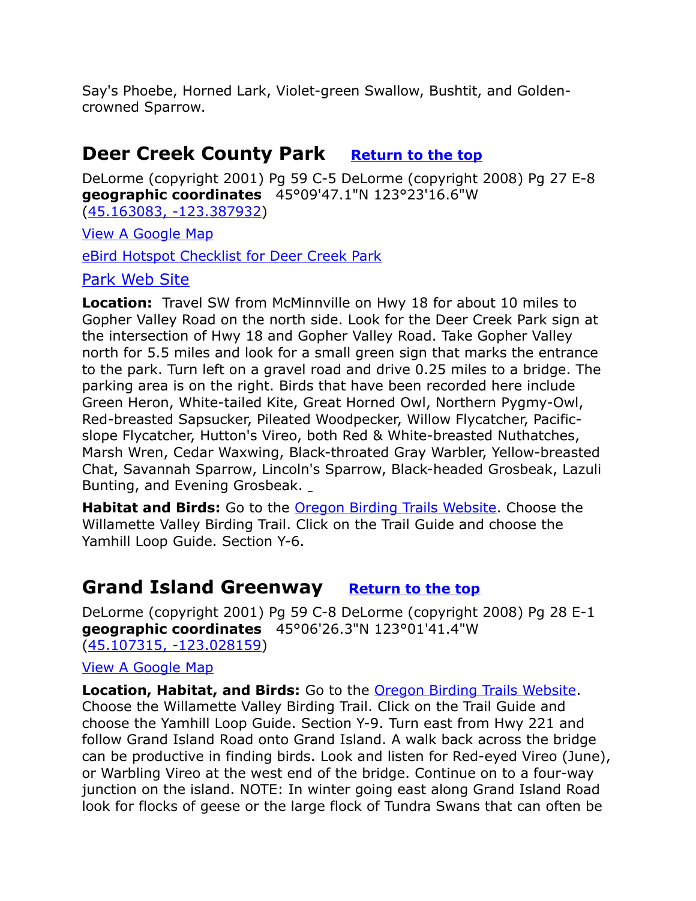Say's Phoebe, Horned Lark, Violet-green Swallow, Bushtit, and Golden-crowned Sparrow.

## Deer Creek County Park    [Return to the top]

DeLorme (copyright 2001) Pg 59 C-5 DeLorme (copyright 2008) Pg 27 E-8
**geographic coordinates**   45°09'47.1"N 123°23'16.6"W
(45.163083, -123.387932)

View A Google Map

eBird Hotspot Checklist for Deer Creek Park

Park Web Site

**Location:** Travel SW from McMinnville on Hwy 18 for about 10 miles to Gopher Valley Road on the north side. Look for the Deer Creek Park sign at the intersection of Hwy 18 and Gopher Valley Road. Take Gopher Valley north for 5.5 miles and look for a small green sign that marks the entrance to the park. Turn left on a gravel road and drive 0.25 miles to a bridge. The parking area is on the right. Birds that have been recorded here include Green Heron, White-tailed Kite, Great Horned Owl, Northern Pygmy-Owl, Red-breasted Sapsucker, Pileated Woodpecker, Willow Flycatcher, Pacific-slope Flycatcher, Hutton's Vireo, both Red & White-breasted Nuthatches, Marsh Wren, Cedar Waxwing, Black-throated Gray Warbler, Yellow-breasted Chat, Savannah Sparrow, Lincoln's Sparrow, Black-headed Grosbeak, Lazuli Bunting, and Evening Grosbeak.

**Habitat and Birds:** Go to the Oregon Birding Trails Website. Choose the Willamette Valley Birding Trail. Click on the Trail Guide and choose the Yamhill Loop Guide. Section Y-6.

## Grand Island Greenway    [Return to the top]

DeLorme (copyright 2001) Pg 59 C-8 DeLorme (copyright 2008) Pg 28 E-1
**geographic coordinates**   45°06'26.3"N 123°01'41.4"W
(45.107315, -123.028159)

View A Google Map

**Location, Habitat, and Birds:** Go to the Oregon Birding Trails Website. Choose the Willamette Valley Birding Trail. Click on the Trail Guide and choose the Yamhill Loop Guide. Section Y-9. Turn east from Hwy 221 and follow Grand Island Road onto Grand Island. A walk back across the bridge can be productive in finding birds. Look and listen for Red-eyed Vireo (June), or Warbling Vireo at the west end of the bridge. Continue on to a four-way junction on the island. NOTE: In winter going east along Grand Island Road look for flocks of geese or the large flock of Tundra Swans that can often be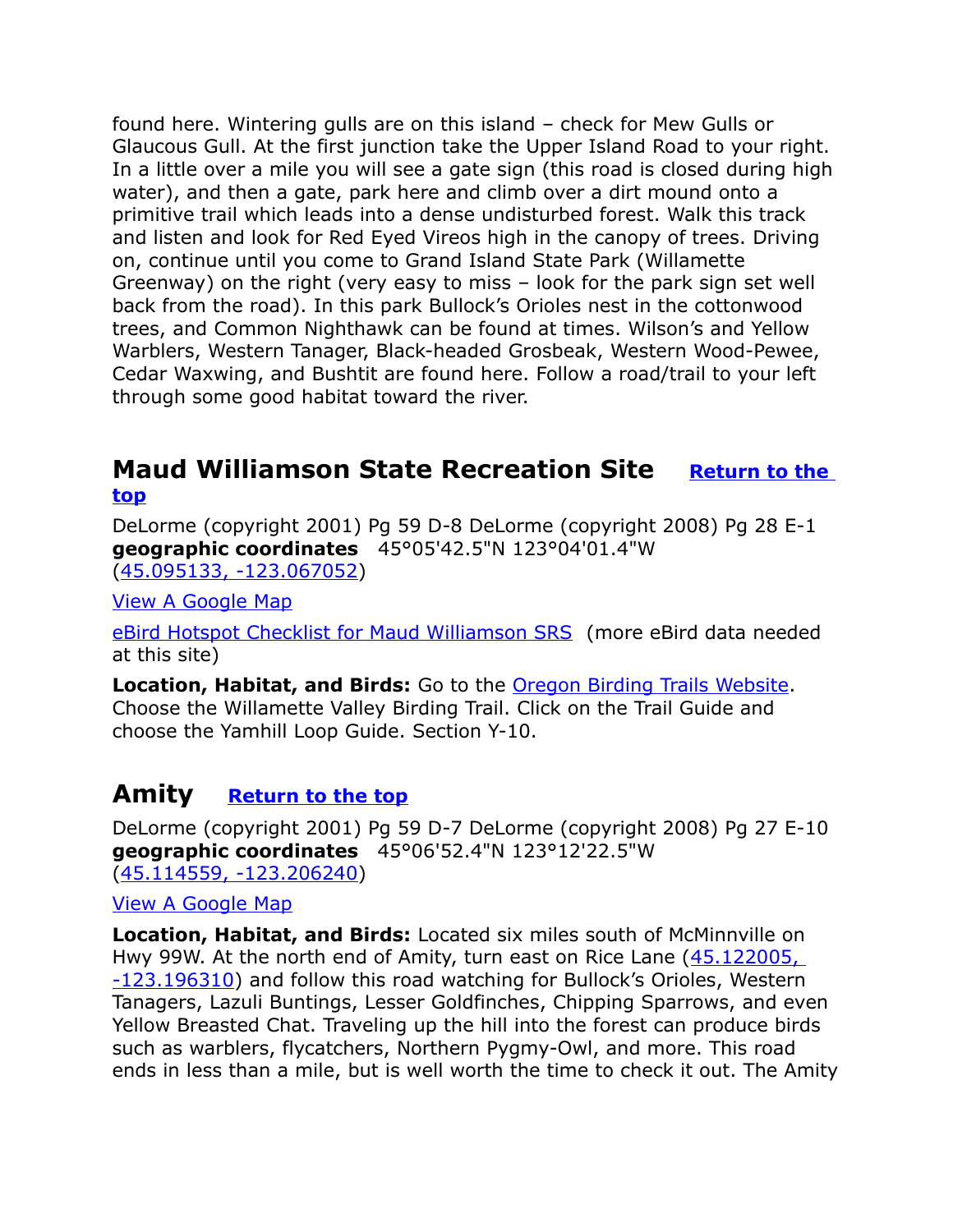found here. Wintering gulls are on this island – check for Mew Gulls or Glaucous Gull. At the first junction take the Upper Island Road to your right. In a little over a mile you will see a gate sign (this road is closed during high water), and then a gate, park here and climb over a dirt mound onto a primitive trail which leads into a dense undisturbed forest. Walk this track and listen and look for Red Eyed Vireos high in the canopy of trees. Driving on, continue until you come to Grand Island State Park (Willamette Greenway) on the right (very easy to miss – look for the park sign set well back from the road). In this park Bullock's Orioles nest in the cottonwood trees, and Common Nighthawk can be found at times. Wilson's and Yellow Warblers, Western Tanager, Black-headed Grosbeak, Western Wood-Pewee, Cedar Waxwing, and Bushtit are found here. Follow a road/trail to your left through some good habitat toward the river.

## Maud Williamson State Recreation Site [Return to the top]

DeLorme (copyright 2001) Pg 59 D-8 DeLorme (copyright 2008) Pg 28 E-1
**geographic coordinates** 45°05'42.5"N 123°04'01.4"W
(45.095133, -123.067052)

View A Google Map

eBird Hotspot Checklist for Maud Williamson SRS (more eBird data needed at this site)

**Location, Habitat, and Birds:** Go to the Oregon Birding Trails Website. Choose the Willamette Valley Birding Trail. Click on the Trail Guide and choose the Yamhill Loop Guide. Section Y-10.

## Amity [Return to the top]

DeLorme (copyright 2001) Pg 59 D-7 DeLorme (copyright 2008) Pg 27 E-10
**geographic coordinates** 45°06'52.4"N 123°12'22.5"W
(45.114559, -123.206240)

View A Google Map

**Location, Habitat, and Birds:** Located six miles south of McMinnville on Hwy 99W. At the north end of Amity, turn east on Rice Lane (45.122005, -123.196310) and follow this road watching for Bullock's Orioles, Western Tanagers, Lazuli Buntings, Lesser Goldfinches, Chipping Sparrows, and even Yellow Breasted Chat. Traveling up the hill into the forest can produce birds such as warblers, flycatchers, Northern Pygmy-Owl, and more. This road ends in less than a mile, but is well worth the time to check it out. The Amity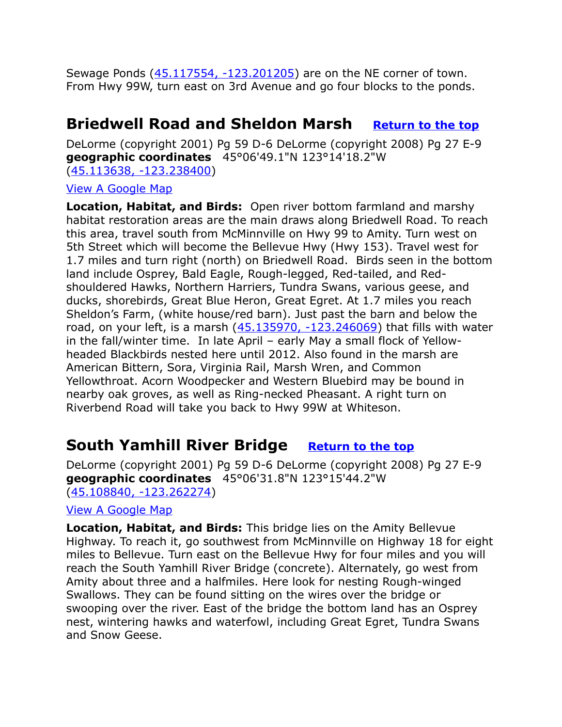Sewage Ponds (45.117554, -123.201205) are on the NE corner of town. From Hwy 99W, turn east on 3rd Avenue and go four blocks to the ponds.

## Briedwell Road and Sheldon Marsh   Return to the top

DeLorme (copyright 2001) Pg 59 D-6 DeLorme (copyright 2008) Pg 27 E-9
**geographic coordinates**   45°06'49.1"N 123°14'18.2"W
(45.113638, -123.238400)

View A Google Map

**Location, Habitat, and Birds:** Open river bottom farmland and marshy habitat restoration areas are the main draws along Briedwell Road. To reach this area, travel south from McMinnville on Hwy 99 to Amity. Turn west on 5th Street which will become the Bellevue Hwy (Hwy 153). Travel west for 1.7 miles and turn right (north) on Briedwell Road. Birds seen in the bottom land include Osprey, Bald Eagle, Rough-legged, Red-tailed, and Red-shouldered Hawks, Northern Harriers, Tundra Swans, various geese, and ducks, shorebirds, Great Blue Heron, Great Egret. At 1.7 miles you reach Sheldon's Farm, (white house/red barn). Just past the barn and below the road, on your left, is a marsh (45.135970, -123.246069) that fills with water in the fall/winter time. In late April – early May a small flock of Yellow-headed Blackbirds nested here until 2012. Also found in the marsh are American Bittern, Sora, Virginia Rail, Marsh Wren, and Common Yellowthroat. Acorn Woodpecker and Western Bluebird may be bound in nearby oak groves, as well as Ring-necked Pheasant. A right turn on Riverbend Road will take you back to Hwy 99W at Whiteson.

## South Yamhill River Bridge   Return to the top

DeLorme (copyright 2001) Pg 59 D-6 DeLorme (copyright 2008) Pg 27 E-9
**geographic coordinates**   45°06'31.8"N 123°15'44.2"W
(45.108840, -123.262274)

View A Google Map

**Location, Habitat, and Birds:** This bridge lies on the Amity Bellevue Highway. To reach it, go southwest from McMinnville on Highway 18 for eight miles to Bellevue. Turn east on the Bellevue Hwy for four miles and you will reach the South Yamhill River Bridge (concrete). Alternately, go west from Amity about three and a halfmiles. Here look for nesting Rough-winged Swallows. They can be found sitting on the wires over the bridge or swooping over the river. East of the bridge the bottom land has an Osprey nest, wintering hawks and waterfowl, including Great Egret, Tundra Swans and Snow Geese.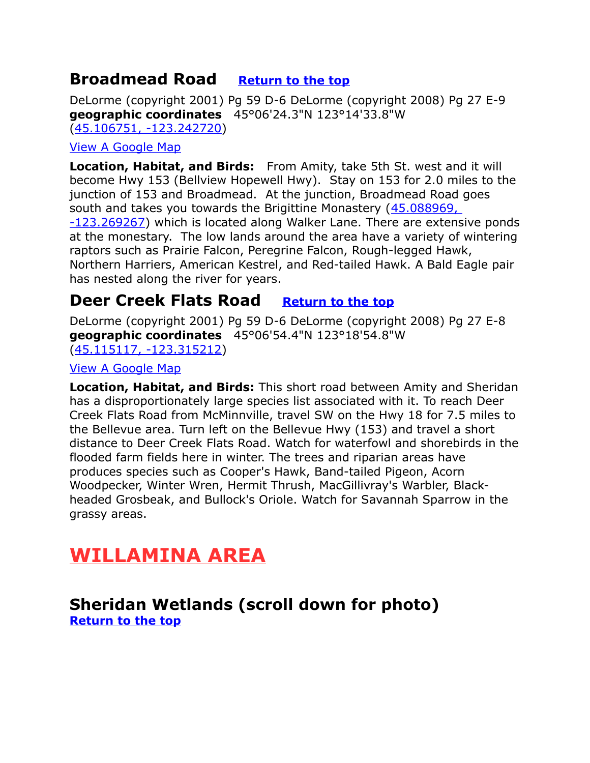## Broadmead Road [Return to the top]

DeLorme (copyright 2001) Pg 59 D-6 DeLorme (copyright 2008) Pg 27 E-9
**geographic coordinates** 45°06'24.3"N 123°14'33.8"W
(45.106751, -123.242720)

View A Google Map

**Location, Habitat, and Birds:** From Amity, take 5th St. west and it will become Hwy 153 (Bellview Hopewell Hwy). Stay on 153 for 2.0 miles to the junction of 153 and Broadmead. At the junction, Broadmead Road goes south and takes you towards the Brigittine Monastery (45.088969, -123.269267) which is located along Walker Lane. There are extensive ponds at the monestary. The low lands around the area have a variety of wintering raptors such as Prairie Falcon, Peregrine Falcon, Rough-legged Hawk, Northern Harriers, American Kestrel, and Red-tailed Hawk. A Bald Eagle pair has nested along the river for years.

## Deer Creek Flats Road [Return to the top]

DeLorme (copyright 2001) Pg 59 D-6 DeLorme (copyright 2008) Pg 27 E-8
**geographic coordinates** 45°06'54.4"N 123°18'54.8"W
(45.115117, -123.315212)

View A Google Map

**Location, Habitat, and Birds:** This short road between Amity and Sheridan has a disproportionately large species list associated with it. To reach Deer Creek Flats Road from McMinnville, travel SW on the Hwy 18 for 7.5 miles to the Bellevue area. Turn left on the Bellevue Hwy (153) and travel a short distance to Deer Creek Flats Road. Watch for waterfowl and shorebirds in the flooded farm fields here in winter. The trees and riparian areas have produces species such as Cooper's Hawk, Band-tailed Pigeon, Acorn Woodpecker, Winter Wren, Hermit Thrush, MacGillivray's Warbler, Black-headed Grosbeak, and Bullock's Oriole. Watch for Savannah Sparrow in the grassy areas.

# WILLAMINA AREA

## Sheridan Wetlands (scroll down for photo)

[Return to the top]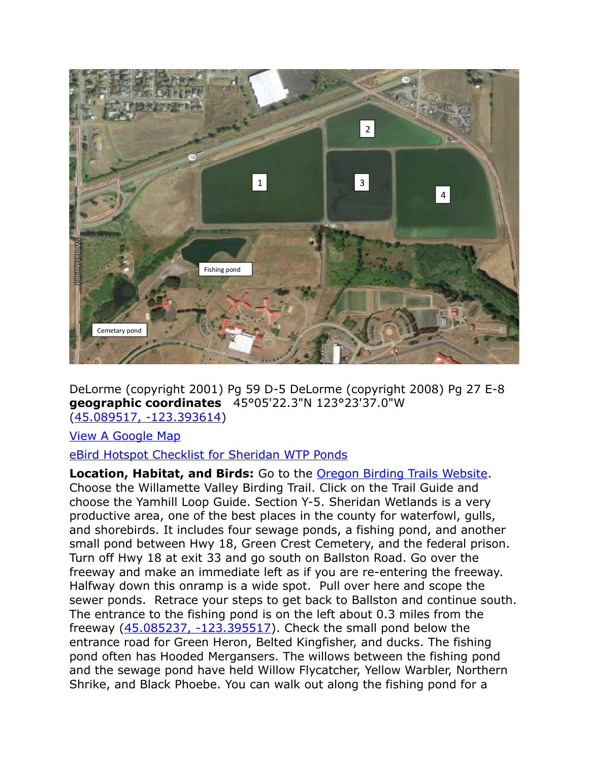DeLorme (copyright 2001) Pg 59 D-5 DeLorme (copyright 2008) Pg 27 E-8
**geographic coordinates** 45°05'22.3"N 123°23'37.0"W
(45.089517, -123.393614)

View A Google Map

eBird Hotspot Checklist for Sheridan WTP Ponds

**Location, Habitat, and Birds:** Go to the Oregon Birding Trails Website. Choose the Willamette Valley Birding Trail. Click on the Trail Guide and choose the Yamhill Loop Guide. Section Y-5. Sheridan Wetlands is a very productive area, one of the best places in the county for waterfowl, gulls, and shorebirds. It includes four sewage ponds, a fishing pond, and another small pond between Hwy 18, Green Crest Cemetery, and the federal prison. Turn off Hwy 18 at exit 33 and go south on Ballston Road. Go over the freeway and make an immediate left as if you are re-entering the freeway. Halfway down this onramp is a wide spot. Pull over here and scope the sewer ponds. Retrace your steps to get back to Ballston and continue south. The entrance to the fishing pond is on the left about 0.3 miles from the freeway (45.085237, -123.395517). Check the small pond below the entrance road for Green Heron, Belted Kingfisher, and ducks. The fishing pond often has Hooded Mergansers. The willows between the fishing pond and the sewage pond have held Willow Flycatcher, Yellow Warbler, Northern Shrike, and Black Phoebe. You can walk out along the fishing pond for a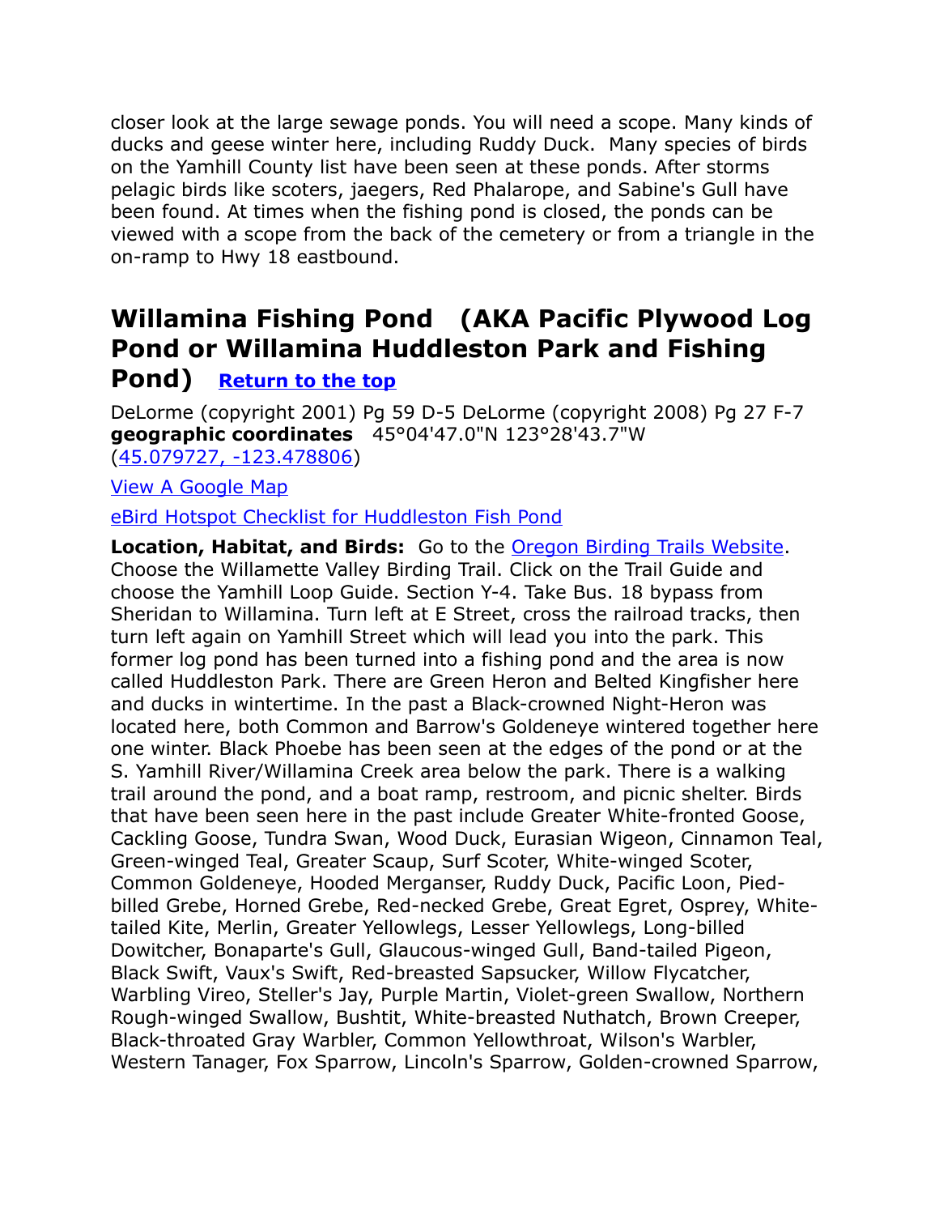closer look at the large sewage ponds. You will need a scope. Many kinds of ducks and geese winter here, including Ruddy Duck. Many species of birds on the Yamhill County list have been seen at these ponds. After storms pelagic birds like scoters, jaegers, Red Phalarope, and Sabine's Gull have been found. At times when the fishing pond is closed, the ponds can be viewed with a scope from the back of the cemetery or from a triangle in the on-ramp to Hwy 18 eastbound.

## Willamina Fishing Pond (AKA Pacific Plywood Log Pond or Willamina Huddleston Park and Fishing Pond) [Return to the top]

DeLorme (copyright 2001) Pg 59 D-5 DeLorme (copyright 2008) Pg 27 F-7
**geographic coordinates** 45°04'47.0"N 123°28'43.7"W
(45.079727, -123.478806)

View A Google Map

eBird Hotspot Checklist for Huddleston Fish Pond

**Location, Habitat, and Birds:** Go to the Oregon Birding Trails Website. Choose the Willamette Valley Birding Trail. Click on the Trail Guide and choose the Yamhill Loop Guide. Section Y-4. Take Bus. 18 bypass from Sheridan to Willamina. Turn left at E Street, cross the railroad tracks, then turn left again on Yamhill Street which will lead you into the park. This former log pond has been turned into a fishing pond and the area is now called Huddleston Park. There are Green Heron and Belted Kingfisher here and ducks in wintertime. In the past a Black-crowned Night-Heron was located here, both Common and Barrow's Goldeneye wintered together here one winter. Black Phoebe has been seen at the edges of the pond or at the S. Yamhill River/Willamina Creek area below the park. There is a walking trail around the pond, and a boat ramp, restroom, and picnic shelter. Birds that have been seen here in the past include Greater White-fronted Goose, Cackling Goose, Tundra Swan, Wood Duck, Eurasian Wigeon, Cinnamon Teal, Green-winged Teal, Greater Scaup, Surf Scoter, White-winged Scoter, Common Goldeneye, Hooded Merganser, Ruddy Duck, Pacific Loon, Pied-billed Grebe, Horned Grebe, Red-necked Grebe, Great Egret, Osprey, White-tailed Kite, Merlin, Greater Yellowlegs, Lesser Yellowlegs, Long-billed Dowitcher, Bonaparte's Gull, Glaucous-winged Gull, Band-tailed Pigeon, Black Swift, Vaux's Swift, Red-breasted Sapsucker, Willow Flycatcher, Warbling Vireo, Steller's Jay, Purple Martin, Violet-green Swallow, Northern Rough-winged Swallow, Bushtit, White-breasted Nuthatch, Brown Creeper, Black-throated Gray Warbler, Common Yellowthroat, Wilson's Warbler, Western Tanager, Fox Sparrow, Lincoln's Sparrow, Golden-crowned Sparrow,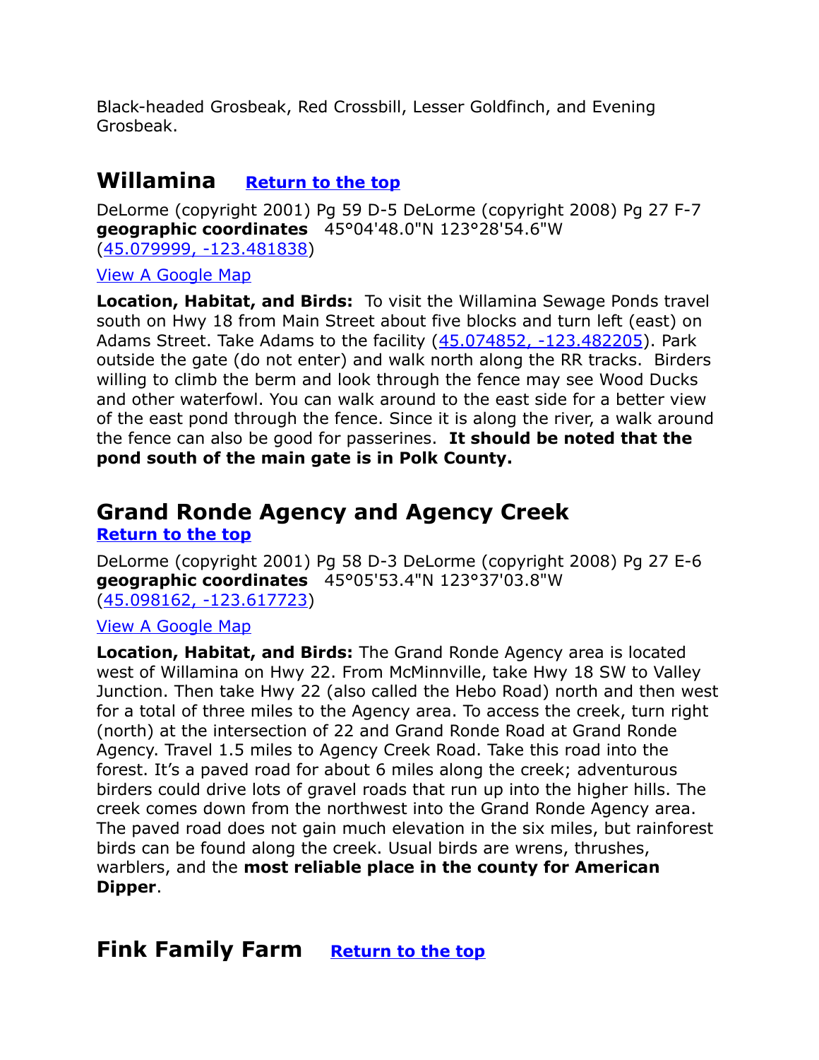Black-headed Grosbeak, Red Crossbill, Lesser Goldfinch, and Evening Grosbeak.

## Willamina [Return to the top]

DeLorme (copyright 2001) Pg 59 D-5 DeLorme (copyright 2008) Pg 27 F-7
**geographic coordinates** 45°04'48.0"N 123°28'54.6"W
(45.079999, -123.481838)

View A Google Map

**Location, Habitat, and Birds:** To visit the Willamina Sewage Ponds travel south on Hwy 18 from Main Street about five blocks and turn left (east) on Adams Street. Take Adams to the facility (45.074852, -123.482205). Park outside the gate (do not enter) and walk north along the RR tracks. Birders willing to climb the berm and look through the fence may see Wood Ducks and other waterfowl. You can walk around to the east side for a better view of the east pond through the fence. Since it is along the river, a walk around the fence can also be good for passerines. **It should be noted that the pond south of the main gate is in Polk County.**

## Grand Ronde Agency and Agency Creek

[Return to the top]

DeLorme (copyright 2001) Pg 58 D-3 DeLorme (copyright 2008) Pg 27 E-6
**geographic coordinates** 45°05'53.4"N 123°37'03.8"W
(45.098162, -123.617723)

View A Google Map

**Location, Habitat, and Birds:** The Grand Ronde Agency area is located west of Willamina on Hwy 22. From McMinnville, take Hwy 18 SW to Valley Junction. Then take Hwy 22 (also called the Hebo Road) north and then west for a total of three miles to the Agency area. To access the creek, turn right (north) at the intersection of 22 and Grand Ronde Road at Grand Ronde Agency. Travel 1.5 miles to Agency Creek Road. Take this road into the forest. It's a paved road for about 6 miles along the creek; adventurous birders could drive lots of gravel roads that run up into the higher hills. The creek comes down from the northwest into the Grand Ronde Agency area. The paved road does not gain much elevation in the six miles, but rainforest birds can be found along the creek. Usual birds are wrens, thrushes, warblers, and the **most reliable place in the county for American Dipper**.

## Fink Family Farm [Return to the top]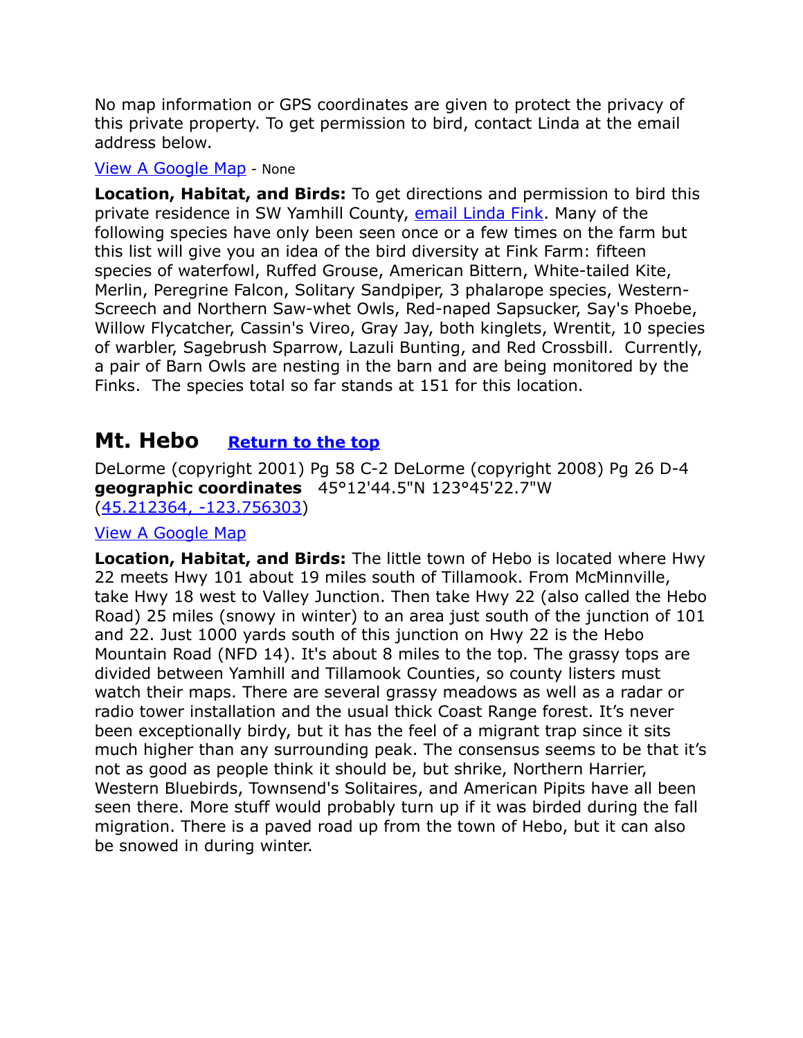No map information or GPS coordinates are given to protect the privacy of this private property. To get permission to bird, contact Linda at the email address below.

View A Google Map - None

**Location, Habitat, and Birds:** To get directions and permission to bird this private residence in SW Yamhill County, email Linda Fink. Many of the following species have only been seen once or a few times on the farm but this list will give you an idea of the bird diversity at Fink Farm: fifteen species of waterfowl, Ruffed Grouse, American Bittern, White-tailed Kite, Merlin, Peregrine Falcon, Solitary Sandpiper, 3 phalarope species, Western-Screech and Northern Saw-whet Owls, Red-naped Sapsucker, Say's Phoebe, Willow Flycatcher, Cassin's Vireo, Gray Jay, both kinglets, Wrentit, 10 species of warbler, Sagebrush Sparrow, Lazuli Bunting, and Red Crossbill. Currently, a pair of Barn Owls are nesting in the barn and are being monitored by the Finks. The species total so far stands at 151 for this location.

## Mt. Hebo    Return to the top

DeLorme (copyright 2001) Pg 58 C-2 DeLorme (copyright 2008) Pg 26 D-4
**geographic coordinates** 45°12'44.5"N 123°45'22.7"W
(45.212364, -123.756303)

View A Google Map

**Location, Habitat, and Birds:** The little town of Hebo is located where Hwy 22 meets Hwy 101 about 19 miles south of Tillamook. From McMinnville, take Hwy 18 west to Valley Junction. Then take Hwy 22 (also called the Hebo Road) 25 miles (snowy in winter) to an area just south of the junction of 101 and 22. Just 1000 yards south of this junction on Hwy 22 is the Hebo Mountain Road (NFD 14). It's about 8 miles to the top. The grassy tops are divided between Yamhill and Tillamook Counties, so county listers must watch their maps. There are several grassy meadows as well as a radar or radio tower installation and the usual thick Coast Range forest. It's never been exceptionally birdy, but it has the feel of a migrant trap since it sits much higher than any surrounding peak. The consensus seems to be that it's not as good as people think it should be, but shrike, Northern Harrier, Western Bluebirds, Townsend's Solitaires, and American Pipits have all been seen there. More stuff would probably turn up if it was birded during the fall migration. There is a paved road up from the town of Hebo, but it can also be snowed in during winter.